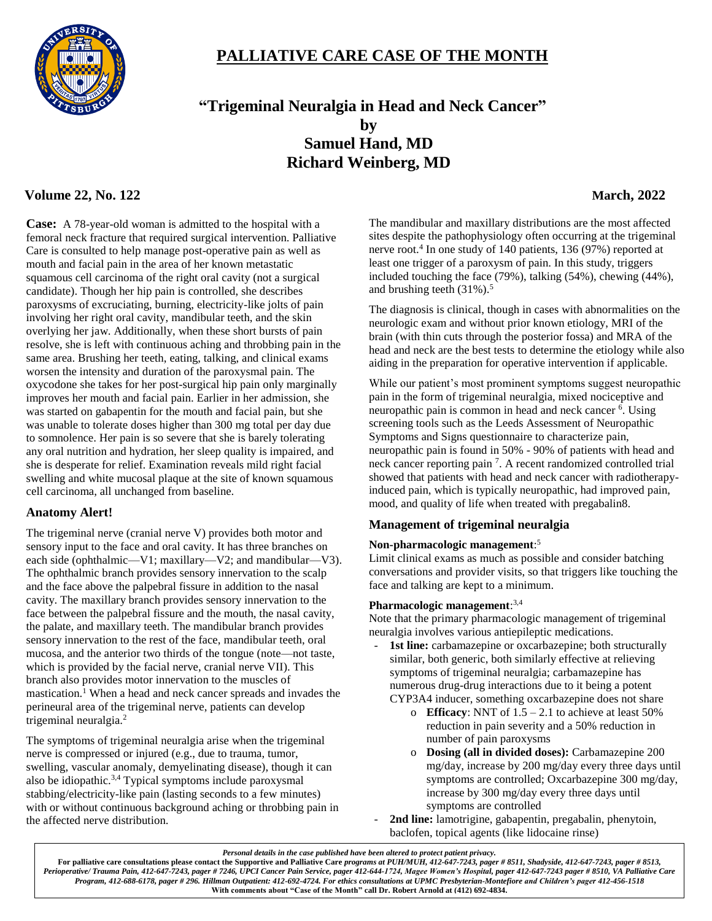# PALLIATIVE CARE CASE OF THE MONTH

## "Trigeminal Neuralgia in Head and Neck Cancer"

**by**
**Samuel Hand, MD**
**Richard Weinberg, MD**

**Volume 22, No. 122** **March, 2022**

**Case:** A 78-year-old woman is admitted to the hospital with a femoral neck fracture that required surgical intervention. Palliative Care is consulted to help manage post-operative pain as well as mouth and facial pain in the area of her known metastatic squamous cell carcinoma of the right oral cavity (not a surgical candidate). Though her hip pain is controlled, she describes paroxysms of excruciating, burning, electricity-like jolts of pain involving her right oral cavity, mandibular teeth, and the skin overlying her jaw. Additionally, when these short bursts of pain resolve, she is left with continuous aching and throbbing pain in the same area. Brushing her teeth, eating, talking, and clinical exams worsen the intensity and duration of the paroxysmal pain. The oxycodone she takes for her post-surgical hip pain only marginally improves her mouth and facial pain. Earlier in her admission, she was started on gabapentin for the mouth and facial pain, but she was unable to tolerate doses higher than 300 mg total per day due to somnolence. Her pain is so severe that she is barely tolerating any oral nutrition and hydration, her sleep quality is impaired, and she is desperate for relief. Examination reveals mild right facial swelling and white mucosal plaque at the site of known squamous cell carcinoma, all unchanged from baseline.

### Anatomy Alert!

The trigeminal nerve (cranial nerve V) provides both motor and sensory input to the face and oral cavity. It has three branches on each side (ophthalmic—V1; maxillary—V2; and mandibular—V3). The ophthalmic branch provides sensory innervation to the scalp and the face above the palpebral fissure in addition to the nasal cavity. The maxillary branch provides sensory innervation to the face between the palpebral fissure and the mouth, the nasal cavity, the palate, and maxillary teeth. The mandibular branch provides sensory innervation to the rest of the face, mandibular teeth, oral mucosa, and the anterior two thirds of the tongue (note—not taste, which is provided by the facial nerve, cranial nerve VII). This branch also provides motor innervation to the muscles of mastication.[1] When a head and neck cancer spreads and invades the perineural area of the trigeminal nerve, patients can develop trigeminal neuralgia.[2]

The symptoms of trigeminal neuralgia arise when the trigeminal nerve is compressed or injured (e.g., due to trauma, tumor, swelling, vascular anomaly, demyelinating disease), though it can also be idiopathic.[3,4] Typical symptoms include paroxysmal stabbing/electricity-like pain (lasting seconds to a few minutes) with or without continuous background aching or throbbing pain in the affected nerve distribution.

The mandibular and maxillary distributions are the most affected sites despite the pathophysiology often occurring at the trigeminal nerve root.[4] In one study of 140 patients, 136 (97%) reported at least one trigger of a paroxysm of pain. In this study, triggers included touching the face (79%), talking (54%), chewing (44%), and brushing teeth (31%).[5]

The diagnosis is clinical, though in cases with abnormalities on the neurologic exam and without prior known etiology, MRI of the brain (with thin cuts through the posterior fossa) and MRA of the head and neck are the best tests to determine the etiology while also aiding in the preparation for operative intervention if applicable.

While our patient's most prominent symptoms suggest neuropathic pain in the form of trigeminal neuralgia, mixed nociceptive and neuropathic pain is common in head and neck cancer [6]. Using screening tools such as the Leeds Assessment of Neuropathic Symptoms and Signs questionnaire to characterize pain, neuropathic pain is found in 50% - 90% of patients with head and neck cancer reporting pain [7]. A recent randomized controlled trial showed that patients with head and neck cancer with radiotherapy-induced pain, which is typically neuropathic, had improved pain, mood, and quality of life when treated with pregabalin8.

### Management of trigeminal neuralgia

**Non-pharmacologic management**:[5]
Limit clinical exams as much as possible and consider batching conversations and provider visits, so that triggers like touching the face and talking are kept to a minimum.

**Pharmacologic management**:[3,4]
Note that the primary pharmacologic management of trigeminal neuralgia involves various antiepileptic medications.

- **1st line:** carbamazepine or oxcarbazepine; both structurally similar, both generic, both similarly effective at relieving symptoms of trigeminal neuralgia; carbamazepine has numerous drug-drug interactions due to it being a potent CYP3A4 inducer, something oxcarbazepine does not share
    - **Efficacy**: NNT of 1.5 – 2.1 to achieve at least 50% reduction in pain severity and a 50% reduction in number of pain paroxysms
    - **Dosing (all in divided doses):** Carbamazepine 200 mg/day, increase by 200 mg/day every three days until symptoms are controlled; Oxcarbazepine 300 mg/day, increase by 300 mg/day every three days until symptoms are controlled
- **2nd line:** lamotrigine, gabapentin, pregabalin, phenytoin, baclofen, topical agents (like lidocaine rinse)

*Personal details in the case published have been altered to protect patient privacy.*
**For palliative care consultations please contact the Supportive and Palliative Care** ***programs at PUH/MUH, 412-647-7243, pager # 8511, Shadyside, 412-647-7243, pager # 8513, Perioperative/ Trauma Pain, 412-647-7243, pager # 7246, UPCI Cancer Pain Service, pager 412-644-1724, Magee Women's Hospital, pager 412-647-7243 pager # 8510, VA Palliative Care Program, 412-688-6178, pager # 296. Hillman Outpatient: 412-692-4724. For ethics consultations at UPMC Presbyterian-Montefiore and Children's pager 412-456-1518***
**With comments about "Case of the Month" call Dr. Robert Arnold at (412) 692-4834.**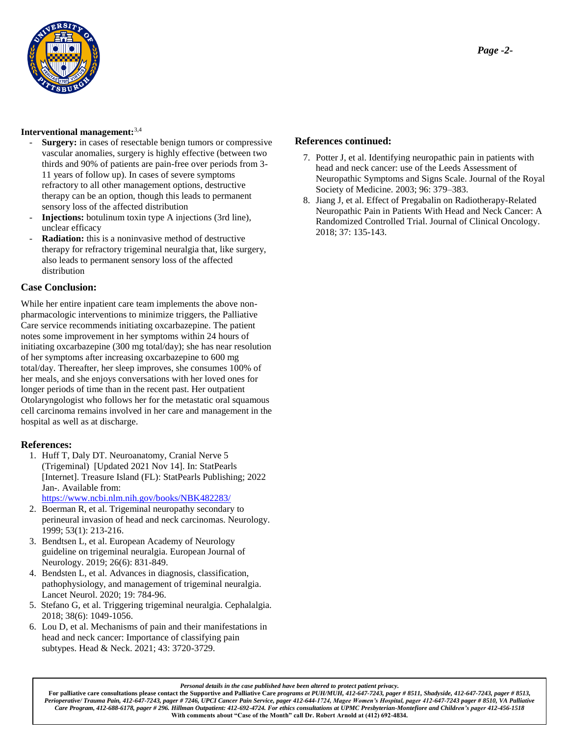**Interventional management:**[3,4]

- **Surgery:** in cases of resectable benign tumors or compressive vascular anomalies, surgery is highly effective (between two thirds and 90% of patients are pain-free over periods from 3-11 years of follow up). In cases of severe symptoms refractory to all other management options, destructive therapy can be an option, though this leads to permanent sensory loss of the affected distribution
- **Injections:** botulinum toxin type A injections (3rd line), unclear efficacy
- **Radiation:** this is a noninvasive method of destructive therapy for refractory trigeminal neuralgia that, like surgery, also leads to permanent sensory loss of the affected distribution

## Case Conclusion:

While her entire inpatient care team implements the above non-pharmacologic interventions to minimize triggers, the Palliative Care service recommends initiating oxcarbazepine. The patient notes some improvement in her symptoms within 24 hours of initiating oxcarbazepine (300 mg total/day); she has near resolution of her symptoms after increasing oxcarbazepine to 600 mg total/day. Thereafter, her sleep improves, she consumes 100% of her meals, and she enjoys conversations with her loved ones for longer periods of time than in the recent past. Her outpatient Otolaryngologist who follows her for the metastatic oral squamous cell carcinoma remains involved in her care and management in the hospital as well as at discharge.

## References:

1. Huff T, Daly DT. Neuroanatomy, Cranial Nerve 5 (Trigeminal) [Updated 2021 Nov 14]. In: StatPearls [Internet]. Treasure Island (FL): StatPearls Publishing; 2022 Jan-. Available from: https://www.ncbi.nlm.nih.gov/books/NBK482283/
2. Boerman R, et al. Trigeminal neuropathy secondary to perineural invasion of head and neck carcinomas. Neurology. 1999; 53(1): 213-216.
3. Bendtsen L, et al. European Academy of Neurology guideline on trigeminal neuralgia. European Journal of Neurology. 2019; 26(6): 831-849.
4. Bendsten L, et al. Advances in diagnosis, classification, pathophysiology, and management of trigeminal neuralgia. Lancet Neurol. 2020; 19: 784-96.
5. Stefano G, et al. Triggering trigeminal neuralgia. Cephalalgia. 2018; 38(6): 1049-1056.
6. Lou D, et al. Mechanisms of pain and their manifestations in head and neck cancer: Importance of classifying pain subtypes. Head & Neck. 2021; 43: 3720-3729.

## References continued:

7. Potter J, et al. Identifying neuropathic pain in patients with head and neck cancer: use of the Leeds Assessment of Neuropathic Symptoms and Signs Scale. Journal of the Royal Society of Medicine. 2003; 96: 379–383.
8. Jiang J, et al. Effect of Pregabalin on Radiotherapy-Related Neuropathic Pain in Patients With Head and Neck Cancer: A Randomized Controlled Trial. Journal of Clinical Oncology. 2018; 37: 135-143.

*Personal details in the case published have been altered to protect patient privacy.*

**For palliative care consultations please contact the Supportive and Palliative Care** ***programs at PUH/MUH, 412-647-7243, pager # 8511, Shadyside, 412-647-7243, pager # 8513, Perioperative/ Trauma Pain, 412-647-7243, pager # 7246, UPCI Cancer Pain Service, pager 412-644-1724, Magee Women's Hospital, pager 412-647-7243 pager # 8510, VA Palliative Care Program, 412-688-6178, pager # 296. Hillman Outpatient: 412-692-4724. For ethics consultations at UPMC Presbyterian-Montefiore and Children's pager 412-456-1518***
**With comments about "Case of the Month" call Dr. Robert Arnold at (412) 692-4834.**